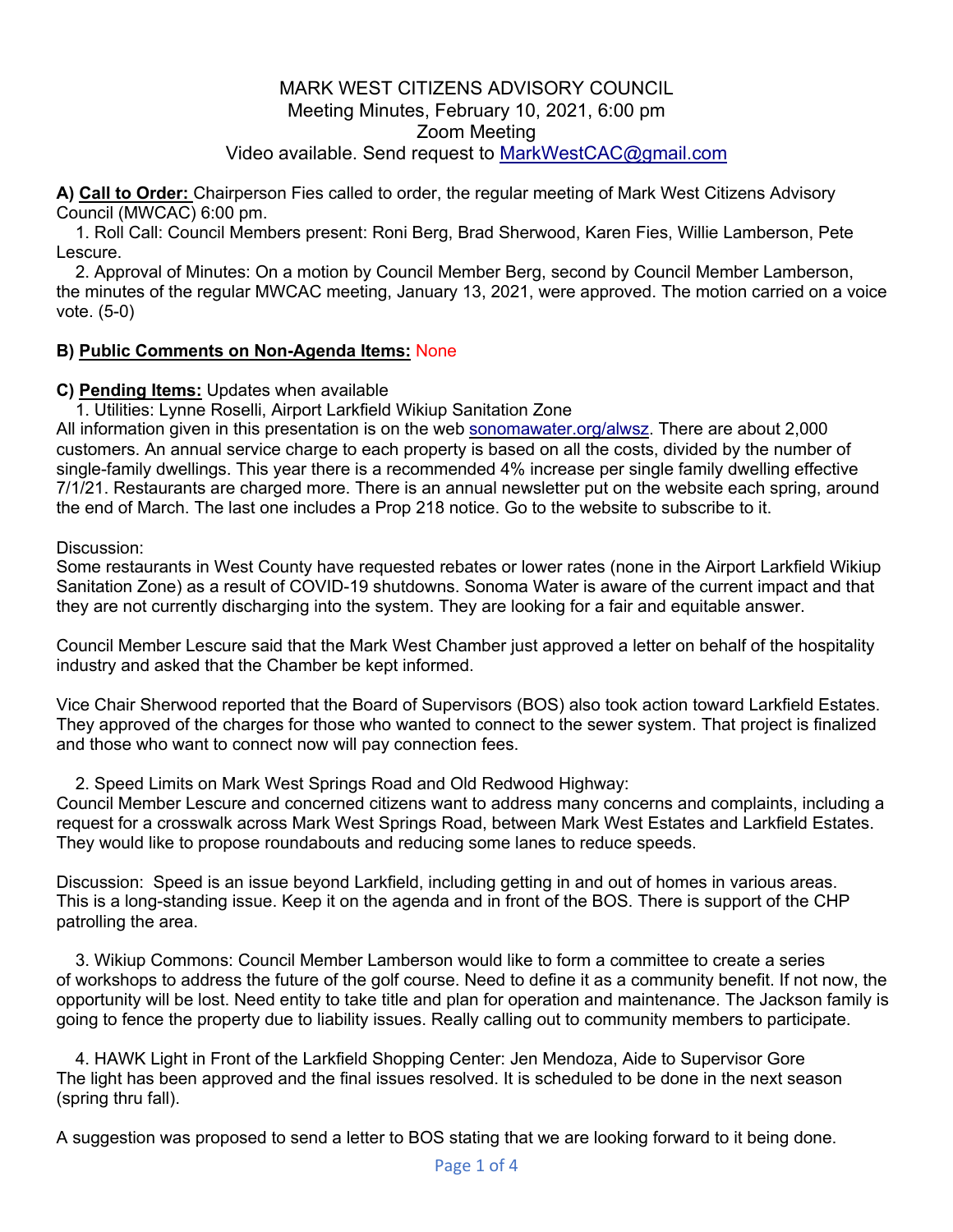MARK WEST CITIZENS ADVISORY COUNCIL
Meeting Minutes, February 10, 2021, 6:00 pm
Zoom Meeting
Video available. Send request to MarkWestCAC@gmail.com

**A) Call to Order:** Chairperson Fies called to order, the regular meeting of Mark West Citizens Advisory Council (MWCAC) 6:00 pm.

1. Roll Call: Council Members present: Roni Berg, Brad Sherwood, Karen Fies, Willie Lamberson, Pete Lescure.
2. Approval of Minutes: On a motion by Council Member Berg, second by Council Member Lamberson, the minutes of the regular MWCAC meeting, January 13, 2021, were approved. The motion carried on a voice vote. (5-0)

**B) Public Comments on Non-Agenda Items:** None

**C) Pending Items:** Updates when available

1. Utilities: Lynne Roselli, Airport Larkfield Wikiup Sanitation Zone

All information given in this presentation is on the web sonomawater.org/alwsz. There are about 2,000 customers. An annual service charge to each property is based on all the costs, divided by the number of single-family dwellings. This year there is a recommended 4% increase per single family dwelling effective 7/1/21. Restaurants are charged more. There is an annual newsletter put on the website each spring, around the end of March. The last one includes a Prop 218 notice. Go to the website to subscribe to it.

Discussion:
Some restaurants in West County have requested rebates or lower rates (none in the Airport Larkfield Wikiup Sanitation Zone) as a result of COVID-19 shutdowns. Sonoma Water is aware of the current impact and that they are not currently discharging into the system. They are looking for a fair and equitable answer.

Council Member Lescure said that the Mark West Chamber just approved a letter on behalf of the hospitality industry and asked that the Chamber be kept informed.

Vice Chair Sherwood reported that the Board of Supervisors (BOS) also took action toward Larkfield Estates. They approved of the charges for those who wanted to connect to the sewer system. That project is finalized and those who want to connect now will pay connection fees.

2. Speed Limits on Mark West Springs Road and Old Redwood Highway:

Council Member Lescure and concerned citizens want to address many concerns and complaints, including a request for a crosswalk across Mark West Springs Road, between Mark West Estates and Larkfield Estates. They would like to propose roundabouts and reducing some lanes to reduce speeds.

Discussion: Speed is an issue beyond Larkfield, including getting in and out of homes in various areas. This is a long-standing issue. Keep it on the agenda and in front of the BOS. There is support of the CHP patrolling the area.

3. Wikiup Commons: Council Member Lamberson would like to form a committee to create a series of workshops to address the future of the golf course. Need to define it as a community benefit. If not now, the opportunity will be lost. Need entity to take title and plan for operation and maintenance. The Jackson family is going to fence the property due to liability issues. Really calling out to community members to participate.

4. HAWK Light in Front of the Larkfield Shopping Center: Jen Mendoza, Aide to Supervisor Gore

The light has been approved and the final issues resolved. It is scheduled to be done in the next season (spring thru fall).

A suggestion was proposed to send a letter to BOS stating that we are looking forward to it being done.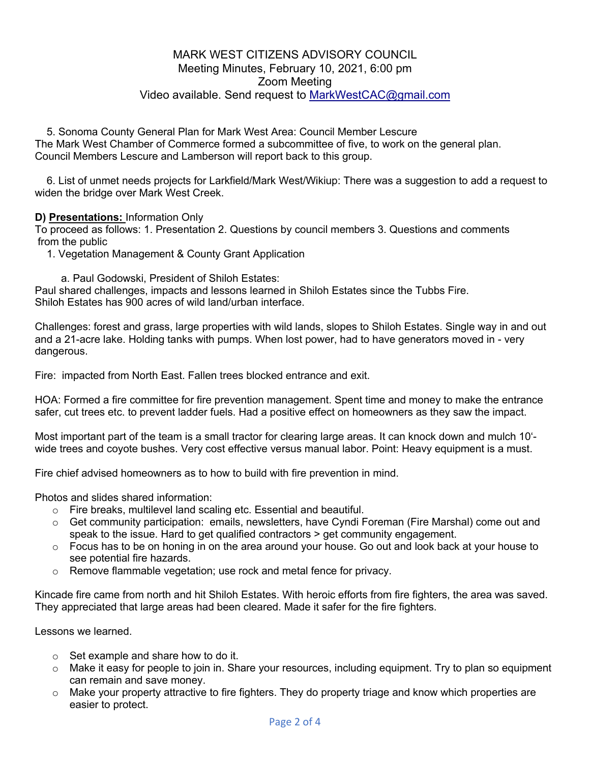# MARK WEST CITIZENS ADVISORY COUNCIL

Meeting Minutes, February 10, 2021, 6:00 pm

Zoom Meeting

Video available. Send request to MarkWestCAC@gmail.com

5. Sonoma County General Plan for Mark West Area: Council Member Lescure

The Mark West Chamber of Commerce formed a subcommittee of five, to work on the general plan. Council Members Lescure and Lamberson will report back to this group.

6. List of unmet needs projects for Larkfield/Mark West/Wikiup: There was a suggestion to add a request to widen the bridge over Mark West Creek.

**D) Presentations:** Information Only

To proceed as follows: 1. Presentation 2. Questions by council members 3. Questions and comments from the public

1. Vegetation Management & County Grant Application

a. Paul Godowski, President of Shiloh Estates:

Paul shared challenges, impacts and lessons learned in Shiloh Estates since the Tubbs Fire. Shiloh Estates has 900 acres of wild land/urban interface.

Challenges: forest and grass, large properties with wild lands, slopes to Shiloh Estates. Single way in and out and a 21-acre lake. Holding tanks with pumps. When lost power, had to have generators moved in - very dangerous.

Fire: impacted from North East. Fallen trees blocked entrance and exit.

HOA: Formed a fire committee for fire prevention management. Spent time and money to make the entrance safer, cut trees etc. to prevent ladder fuels. Had a positive effect on homeowners as they saw the impact.

Most important part of the team is a small tractor for clearing large areas. It can knock down and mulch 10'-wide trees and coyote bushes. Very cost effective versus manual labor. Point: Heavy equipment is a must.

Fire chief advised homeowners as to how to build with fire prevention in mind.

Photos and slides shared information:

- Fire breaks, multilevel land scaling etc. Essential and beautiful.
- Get community participation: emails, newsletters, have Cyndi Foreman (Fire Marshal) come out and speak to the issue. Hard to get qualified contractors > get community engagement.
- Focus has to be on honing in on the area around your house. Go out and look back at your house to see potential fire hazards.
- Remove flammable vegetation; use rock and metal fence for privacy.

Kincade fire came from north and hit Shiloh Estates. With heroic efforts from fire fighters, the area was saved. They appreciated that large areas had been cleared. Made it safer for the fire fighters.

Lessons we learned.

- Set example and share how to do it.
- Make it easy for people to join in. Share your resources, including equipment. Try to plan so equipment can remain and save money.
- Make your property attractive to fire fighters. They do property triage and know which properties are easier to protect.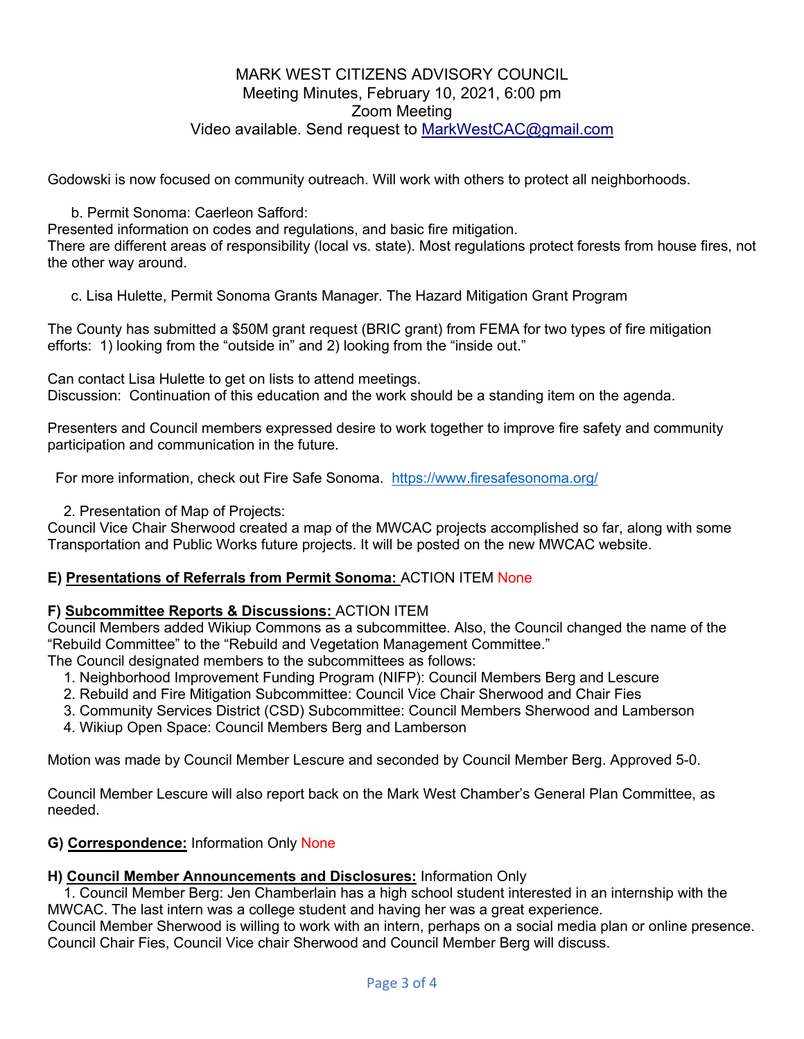# MARK WEST CITIZENS ADVISORY COUNCIL
Meeting Minutes, February 10, 2021, 6:00 pm
Zoom Meeting
Video available. Send request to MarkWestCAC@gmail.com

Godowski is now focused on community outreach. Will work with others to protect all neighborhoods.

b. Permit Sonoma: Caerleon Safford:

Presented information on codes and regulations, and basic fire mitigation.
There are different areas of responsibility (local vs. state). Most regulations protect forests from house fires, not the other way around.

c. Lisa Hulette, Permit Sonoma Grants Manager. The Hazard Mitigation Grant Program

The County has submitted a $50M grant request (BRIC grant) from FEMA for two types of fire mitigation efforts: 1) looking from the "outside in" and 2) looking from the "inside out."

Can contact Lisa Hulette to get on lists to attend meetings.
Discussion: Continuation of this education and the work should be a standing item on the agenda.

Presenters and Council members expressed desire to work together to improve fire safety and community participation and communication in the future.

For more information, check out Fire Safe Sonoma. https://www.firesafesonoma.org/

2. Presentation of Map of Projects:
Council Vice Chair Sherwood created a map of the MWCAC projects accomplished so far, along with some Transportation and Public Works future projects. It will be posted on the new MWCAC website.

**E) <u>Presentations of Referrals from Permit Sonoma:</u>** ACTION ITEM None

**F) <u>Subcommittee Reports & Discussions:</u>** ACTION ITEM
Council Members added Wikiup Commons as a subcommittee. Also, the Council changed the name of the "Rebuild Committee" to the "Rebuild and Vegetation Management Committee."
The Council designated members to the subcommittees as follows:

1. Neighborhood Improvement Funding Program (NIFP): Council Members Berg and Lescure
2. Rebuild and Fire Mitigation Subcommittee: Council Vice Chair Sherwood and Chair Fies
3. Community Services District (CSD) Subcommittee: Council Members Sherwood and Lamberson
4. Wikiup Open Space: Council Members Berg and Lamberson

Motion was made by Council Member Lescure and seconded by Council Member Berg. Approved 5-0.

Council Member Lescure will also report back on the Mark West Chamber's General Plan Committee, as needed.

**G) <u>Correspondence:</u>** Information Only None

**H) <u>Council Member Announcements and Disclosures:</u>** Information Only

1. Council Member Berg: Jen Chamberlain has a high school student interested in an internship with the MWCAC. The last intern was a college student and having her was a great experience.

Council Member Sherwood is willing to work with an intern, perhaps on a social media plan or online presence. Council Chair Fies, Council Vice chair Sherwood and Council Member Berg will discuss.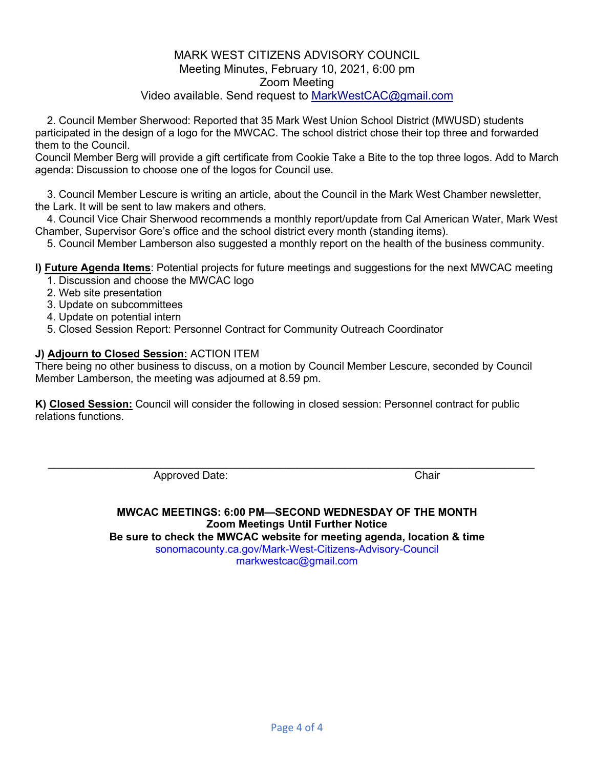MARK WEST CITIZENS ADVISORY COUNCIL
Meeting Minutes, February 10, 2021, 6:00 pm
Zoom Meeting
Video available. Send request to MarkWestCAC@gmail.com

2. Council Member Sherwood: Reported that 35 Mark West Union School District (MWUSD) students participated in the design of a logo for the MWCAC. The school district chose their top three and forwarded them to the Council.
Council Member Berg will provide a gift certificate from Cookie Take a Bite to the top three logos. Add to March agenda: Discussion to choose one of the logos for Council use.

3. Council Member Lescure is writing an article, about the Council in the Mark West Chamber newsletter, the Lark. It will be sent to law makers and others.
4. Council Vice Chair Sherwood recommends a monthly report/update from Cal American Water, Mark West Chamber, Supervisor Gore's office and the school district every month (standing items).
5. Council Member Lamberson also suggested a monthly report on the health of the business community.

**I) Future Agenda Items**: Potential projects for future meetings and suggestions for the next MWCAC meeting

1. Discussion and choose the MWCAC logo
2. Web site presentation
3. Update on subcommittees
4. Update on potential intern
5. Closed Session Report: Personnel Contract for Community Outreach Coordinator

**J) Adjourn to Closed Session:** ACTION ITEM
There being no other business to discuss, on a motion by Council Member Lescure, seconded by Council Member Lamberson, the meeting was adjourned at 8.59 pm.

**K) Closed Session:** Council will consider the following in closed session: Personnel contract for public relations functions.

______________________________________________________________________

Approved Date: Chair

**MWCAC MEETINGS: 6:00 PM—SECOND WEDNESDAY OF THE MONTH**
**Zoom Meetings Until Further Notice**
**Be sure to check the MWCAC website for meeting agenda, location & time**
sonomacounty.ca.gov/Mark-West-Citizens-Advisory-Council
markwestcac@gmail.com